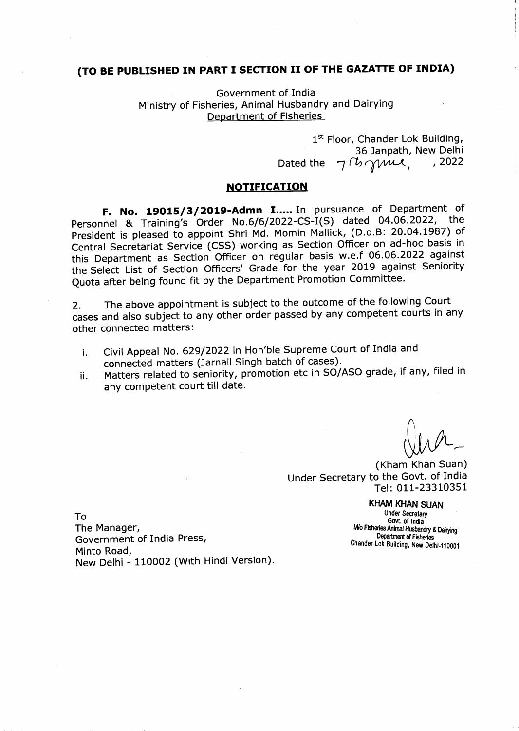**(TO BE PUBLISHED IN PART I SECTION II OF THE GAZATTE OF INDIA)**

Government of India
Ministry of Fisheries, Animal Husbandry and Dairying
Department of Fisheries

1st Floor, Chander Lok Building,
36 Janpath, New Delhi
Dated the 7th June, 2022

## NOTIFICATION

**F. No. 19015/3/2019-Admn I.....** In pursuance of Department of Personnel & Training's Order No.6/6/2022-CS-I(S) dated 04.06.2022, the President is pleased to appoint Shri Md. Momin Mallick, (D.o.B: 20.04.1987) of Central Secretariat Service (CSS) working as Section Officer on ad-hoc basis in this Department as Section Officer on regular basis w.e.f 06.06.2022 against the Select List of Section Officers' Grade for the year 2019 against Seniority Quota after being found fit by the Department Promotion Committee.

2. The above appointment is subject to the outcome of the following Court cases and also subject to any other order passed by any competent courts in any other connected matters:

i. Civil Appeal No. 629/2022 in Hon'ble Supreme Court of India and connected matters (Jarnail Singh batch of cases).

ii. Matters related to seniority, promotion etc in SO/ASO grade, if any, filed in any competent court till date.

(Kham Khan Suan)
Under Secretary to the Govt. of India
Tel: 011-23310351

KHAM KHAN SUAN
Under Secretary
Govt. of India
M/o Fisheries Animal Husbandry & Dairying
Department of Fisheries
Chander Lok Building, New Delhi-110001

To
The Manager,
Government of India Press,
Minto Road,
New Delhi - 110002 (With Hindi Version).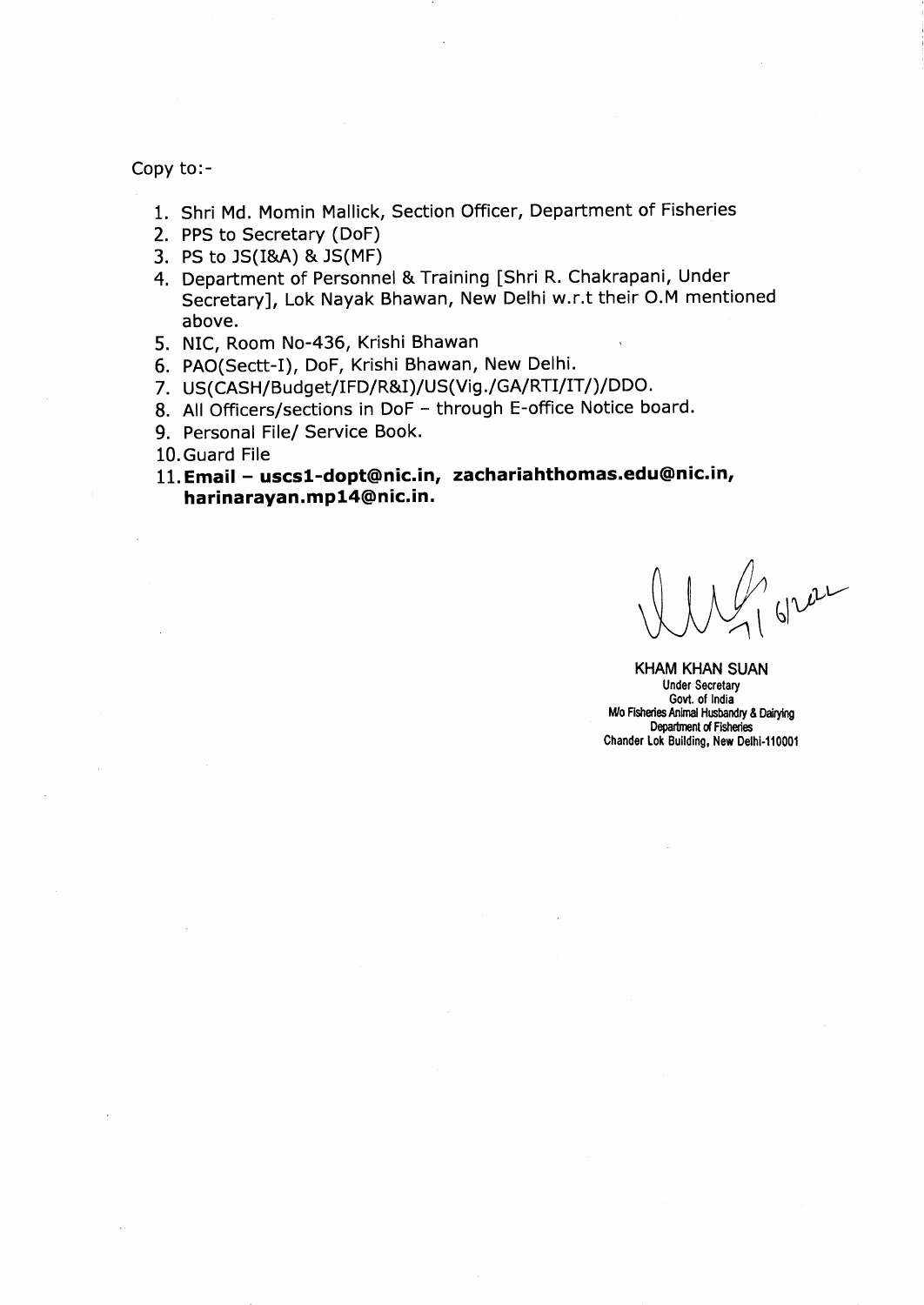Copy to:-

1. Shri Md. Momin Mallick, Section Officer, Department of Fisheries
2. PPS to Secretary (DoF)
3. PS to JS(I&A) & JS(MF)
4. Department of Personnel & Training [Shri R. Chakrapani, Under Secretary], Lok Nayak Bhawan, New Delhi w.r.t their O.M mentioned above.
5. NIC, Room No-436, Krishi Bhawan
6. PAO(Sectt-I), DoF, Krishi Bhawan, New Delhi.
7. US(CASH/Budget/IFD/R&I)/US(Vig./GA/RTI/IT/)/DDO.
8. All Officers/sections in DoF – through E-office Notice board.
9. Personal File/ Service Book.
10. Guard File
11. **Email – uscs1-dopt@nic.in, zachariahthomas.edu@nic.in, harinarayan.mp14@nic.in.**

7/6/2021

KHAM KHAN SUAN
Under Secretary
Govt. of India
M/o Fisheries Animal Husbandry & Dairying
Department of Fisheries
Chander Lok Building, New Delhi-110001